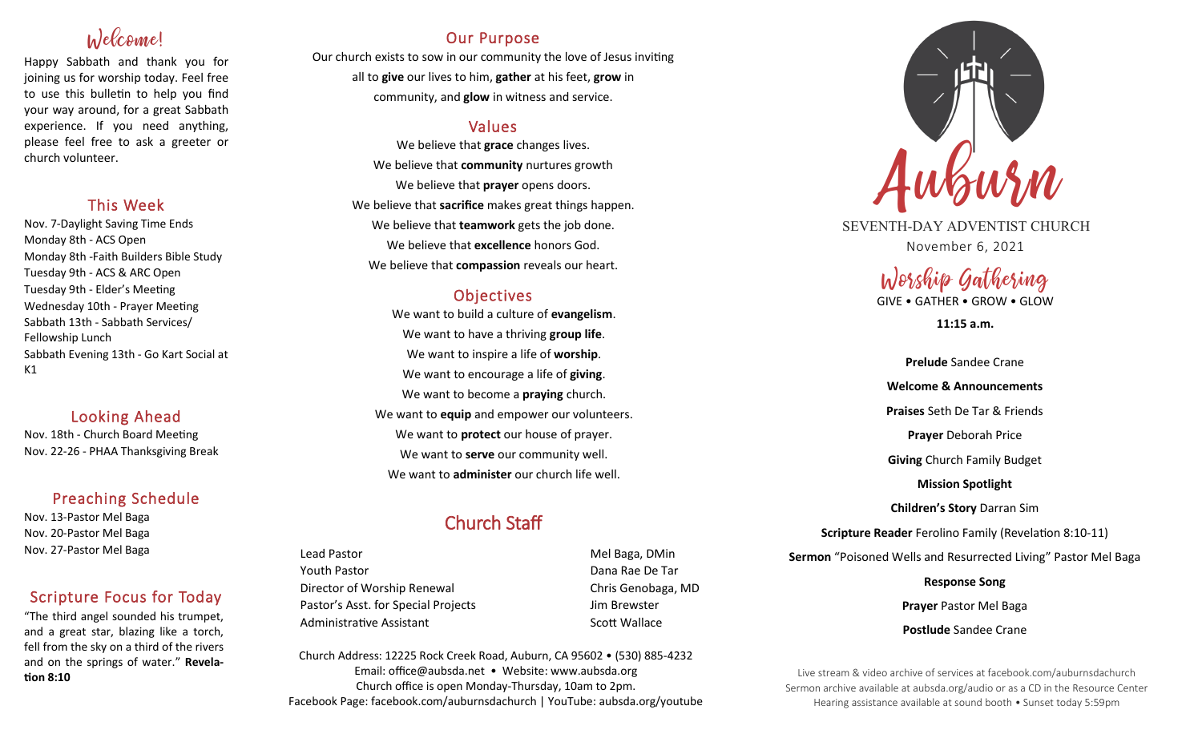## Welcome!

Happy Sabbath and thank you for joining us for worship today. Feel free to use this bulletin to help you find your way around, for a great Sabbath experience. If you need anything, please feel free to ask a greeter or church volunteer.

## This Week

Nov. 7-Daylight Saving Time Ends
Monday 8th - ACS Open
Monday 8th -Faith Builders Bible Study
Tuesday 9th - ACS & ARC Open
Tuesday 9th - Elder's Meeting
Wednesday 10th - Prayer Meeting
Sabbath 13th - Sabbath Services/ Fellowship Lunch
Sabbath Evening 13th - Go Kart Social at K1

## Looking Ahead

Nov. 18th - Church Board Meeting
Nov. 22-26 - PHAA Thanksgiving Break

## Preaching Schedule

Nov. 13-Pastor Mel Baga
Nov. 20-Pastor Mel Baga
Nov. 27-Pastor Mel Baga

## Scripture Focus for Today

"The third angel sounded his trumpet, and a great star, blazing like a torch, fell from the sky on a third of the rivers and on the springs of water." **Revelation 8:10**

## Our Purpose

Our church exists to sow in our community the love of Jesus inviting all to **give** our lives to him, **gather** at his feet, **grow** in community, and **glow** in witness and service.

## Values

We believe that **grace** changes lives.
We believe that **community** nurtures growth
We believe that **prayer** opens doors.
We believe that **sacrifice** makes great things happen.
We believe that **teamwork** gets the job done.
We believe that **excellence** honors God.
We believe that **compassion** reveals our heart.

## Objectives

We want to build a culture of **evangelism**.
We want to have a thriving **group life**.
We want to inspire a life of **worship**.
We want to encourage a life of **giving**.
We want to become a **praying** church.
We want to **equip** and empower our volunteers.
We want to **protect** our house of prayer.
We want to **serve** our community well.
We want to **administer** our church life well.

## Church Staff

| | |
|---|---|
| Lead Pastor | Mel Baga, DMin |
| Youth Pastor | Dana Rae De Tar |
| Director of Worship Renewal | Chris Genobaga, MD |
| Pastor's Asst. for Special Projects | Jim Brewster |
| Administrative Assistant | Scott Wallace |

Church Address: 12225 Rock Creek Road, Auburn, CA 95602 • (530) 885-4232
Email: office@aubsda.net • Website: www.aubsda.org
Church office is open Monday-Thursday, 10am to 2pm.
Facebook Page: facebook.com/auburnsdachurch | YouTube: aubsda.org/youtube

# Auburn

SEVENTH-DAY ADVENTIST CHURCH
November 6, 2021

## Worship Gathering

GIVE • GATHER • GROW • GLOW

**11:15 a.m.**

**Prelude** Sandee Crane

**Welcome & Announcements**

**Praises** Seth De Tar & Friends

**Prayer** Deborah Price

**Giving** Church Family Budget

**Mission Spotlight**

**Children's Story** Darran Sim

**Scripture Reader** Ferolino Family (Revelation 8:10-11)

**Sermon** "Poisoned Wells and Resurrected Living" Pastor Mel Baga

**Response Song**

**Prayer** Pastor Mel Baga

**Postlude** Sandee Crane

Live stream & video archive of services at facebook.com/auburnsdachurch
Sermon archive available at aubsda.org/audio or as a CD in the Resource Center
Hearing assistance available at sound booth • Sunset today 5:59pm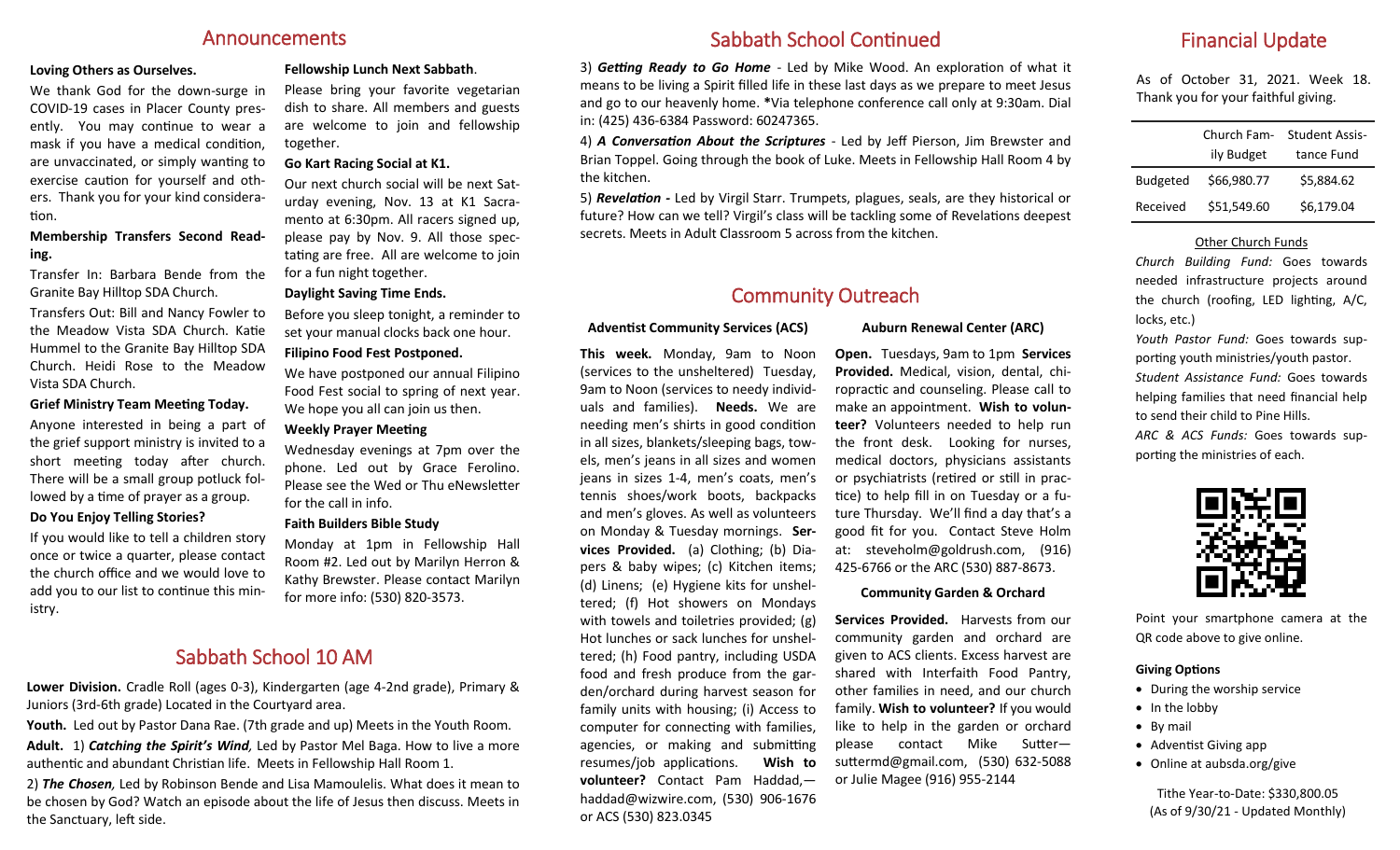## Announcements

**Loving Others as Ourselves.**

We thank God for the down-surge in COVID-19 cases in Placer County presently. You may continue to wear a mask if you have a medical condition, are unvaccinated, or simply wanting to exercise caution for yourself and others. Thank you for your kind consideration.

**Membership Transfers Second Reading.**

Transfer In: Barbara Bende from the Granite Bay Hilltop SDA Church.

Transfers Out: Bill and Nancy Fowler to the Meadow Vista SDA Church. Katie Hummel to the Granite Bay Hilltop SDA Church. Heidi Rose to the Meadow Vista SDA Church.

**Grief Ministry Team Meeting Today.**

Anyone interested in being a part of the grief support ministry is invited to a short meeting today after church. There will be a small group potluck followed by a time of prayer as a group.

**Do You Enjoy Telling Stories?**

If you would like to tell a children story once or twice a quarter, please contact the church office and we would love to add you to our list to continue this ministry.

**Fellowship Lunch Next Sabbath**.

Please bring your favorite vegetarian dish to share. All members and guests are welcome to join and fellowship together.

**Go Kart Racing Social at K1.**

Our next church social will be next Saturday evening, Nov. 13 at K1 Sacramento at 6:30pm. All racers signed up, please pay by Nov. 9. All those spectating are free. All are welcome to join for a fun night together.

**Daylight Saving Time Ends.**

Before you sleep tonight, a reminder to set your manual clocks back one hour.

**Filipino Food Fest Postponed.**

We have postponed our annual Filipino Food Fest social to spring of next year. We hope you all can join us then.

**Weekly Prayer Meeting**

Wednesday evenings at 7pm over the phone. Led out by Grace Ferolino. Please see the Wed or Thu eNewsletter for the call in info.

**Faith Builders Bible Study**

Monday at 1pm in Fellowship Hall Room #2. Led out by Marilyn Herron & Kathy Brewster. Please contact Marilyn for more info: (530) 820-3573.

## Sabbath School 10 AM

**Lower Division.** Cradle Roll (ages 0-3), Kindergarten (age 4-2nd grade), Primary & Juniors (3rd-6th grade) Located in the Courtyard area.

**Youth.** Led out by Pastor Dana Rae. (7th grade and up) Meets in the Youth Room.

**Adult.** 1) ***Catching the Spirit's Wind***, Led by Pastor Mel Baga. How to live a more authentic and abundant Christian life. Meets in Fellowship Hall Room 1.

2) ***The Chosen***, Led by Robinson Bende and Lisa Mamoulelis. What does it mean to be chosen by God? Watch an episode about the life of Jesus then discuss. Meets in the Sanctuary, left side.

## Sabbath School Continued

3) ***Getting Ready to Go Home*** - Led by Mike Wood. An exploration of what it means to be living a Spirit filled life in these last days as we prepare to meet Jesus and go to our heavenly home. **\***Via telephone conference call only at 9:30am. Dial in: (425) 436-6384 Password: 60247365.

4) ***A Conversation About the Scriptures*** - Led by Jeff Pierson, Jim Brewster and Brian Toppel. Going through the book of Luke. Meets in Fellowship Hall Room 4 by the kitchen.

5) ***Revelation -*** Led by Virgil Starr. Trumpets, plagues, seals, are they historical or future? How can we tell? Virgil's class will be tackling some of Revelations deepest secrets. Meets in Adult Classroom 5 across from the kitchen.

## Community Outreach

### Adventist Community Services (ACS)

**This week.** Monday, 9am to Noon (services to the unsheltered) Tuesday, 9am to Noon (services to needy individuals and families). **Needs.** We are needing men's shirts in good condition in all sizes, blankets/sleeping bags, towels, men's jeans in all sizes and women jeans in sizes 1-4, men's coats, men's tennis shoes/work boots, backpacks and men's gloves. As well as volunteers on Monday & Tuesday mornings. **Services Provided.** (a) Clothing; (b) Diapers & baby wipes; (c) Kitchen items; (d) Linens; (e) Hygiene kits for unsheltered; (f) Hot showers on Mondays with towels and toiletries provided; (g) Hot lunches or sack lunches for unsheltered; (h) Food pantry, including USDA food and fresh produce from the garden/orchard during harvest season for family units with housing; (i) Access to computer for connecting with families, agencies, or making and submitting resumes/job applications. **Wish to volunteer?** Contact Pam Haddad,—haddad@wizwire.com, (530) 906-1676 or ACS (530) 823.0345

### Auburn Renewal Center (ARC)

**Open.** Tuesdays, 9am to 1pm **Services Provided.** Medical, vision, dental, chiropractic and counseling. Please call to make an appointment. **Wish to volunteer?** Volunteers needed to help run the front desk. Looking for nurses, medical doctors, physicians assistants or psychiatrists (retired or still in practice) to help fill in on Tuesday or a future Thursday. We'll find a day that's a good fit for you. Contact Steve Holm at: steveholm@goldrush.com, (916) 425-6766 or the ARC (530) 887-8673.

### Community Garden & Orchard

**Services Provided.** Harvests from our community garden and orchard are given to ACS clients. Excess harvest are shared with Interfaith Food Pantry, other families in need, and our church family. **Wish to volunteer?** If you would like to help in the garden or orchard please contact Mike Sutter—suttermd@gmail.com, (530) 632-5088 or Julie Magee (916) 955-2144

## Financial Update

As of October 31, 2021. Week 18. Thank you for your faithful giving.

| | Church Family Budget | Student Assistance Fund |
|---|---|---|
| Budgeted | $66,980.77 | $5,884.62 |
| Received | $51,549.60 | $6,179.04 |

Other Church Funds

*Church Building Fund:* Goes towards needed infrastructure projects around the church (roofing, LED lighting, A/C, locks, etc.)

*Youth Pastor Fund:* Goes towards supporting youth ministries/youth pastor.

*Student Assistance Fund:* Goes towards helping families that need financial help to send their child to Pine Hills.

*ARC & ACS Funds:* Goes towards supporting the ministries of each.

Point your smartphone camera at the QR code above to give online.

**Giving Options**

- During the worship service
- In the lobby
- By mail
- Adventist Giving app
- Online at aubsda.org/give

Tithe Year-to-Date: $330,800.05
(As of 9/30/21 - Updated Monthly)